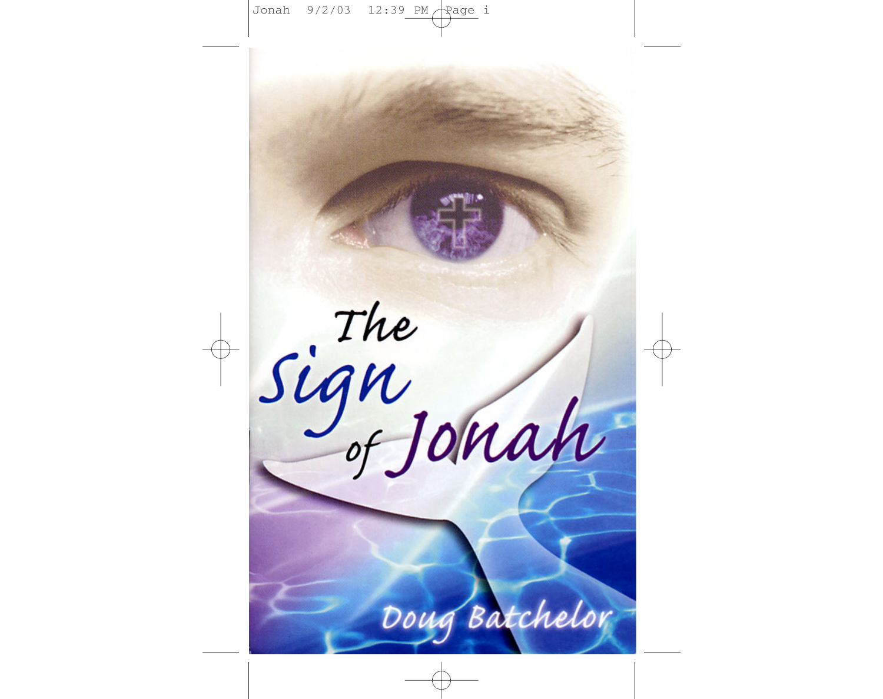# The Sign of Jonah

Doug Batchelor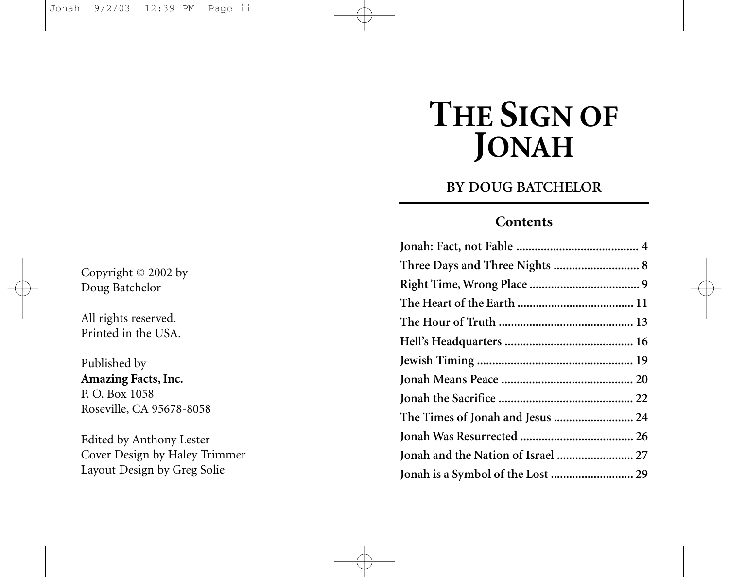Copyright © 2002 by
Doug Batchelor

All rights reserved.
Printed in the USA.

Published by
**Amazing Facts, Inc.**
P. O. Box 1058
Roseville, CA 95678-8058

Edited by Anthony Lester
Cover Design by Haley Trimmer
Layout Design by Greg Solie

# THE SIGN OF JONAH

## BY DOUG BATCHELOR

### Contents

**Jonah: Fact, not Fable** ........................................ 4
**Three Days and Three Nights** ............................ 8
**Right Time, Wrong Place** .................................... 9
**The Heart of the Earth** ...................................... 11
**The Hour of Truth** ............................................ 13
**Hell's Headquarters** .......................................... 16
**Jewish Timing** .................................................. 19
**Jonah Means Peace** ........................................... 20
**Jonah the Sacrifice** ............................................ 22
**The Times of Jonah and Jesus** .......................... 24
**Jonah Was Resurrected** ..................................... 26
**Jonah and the Nation of Israel** ......................... 27
**Jonah is a Symbol of the Lost** ........................... 29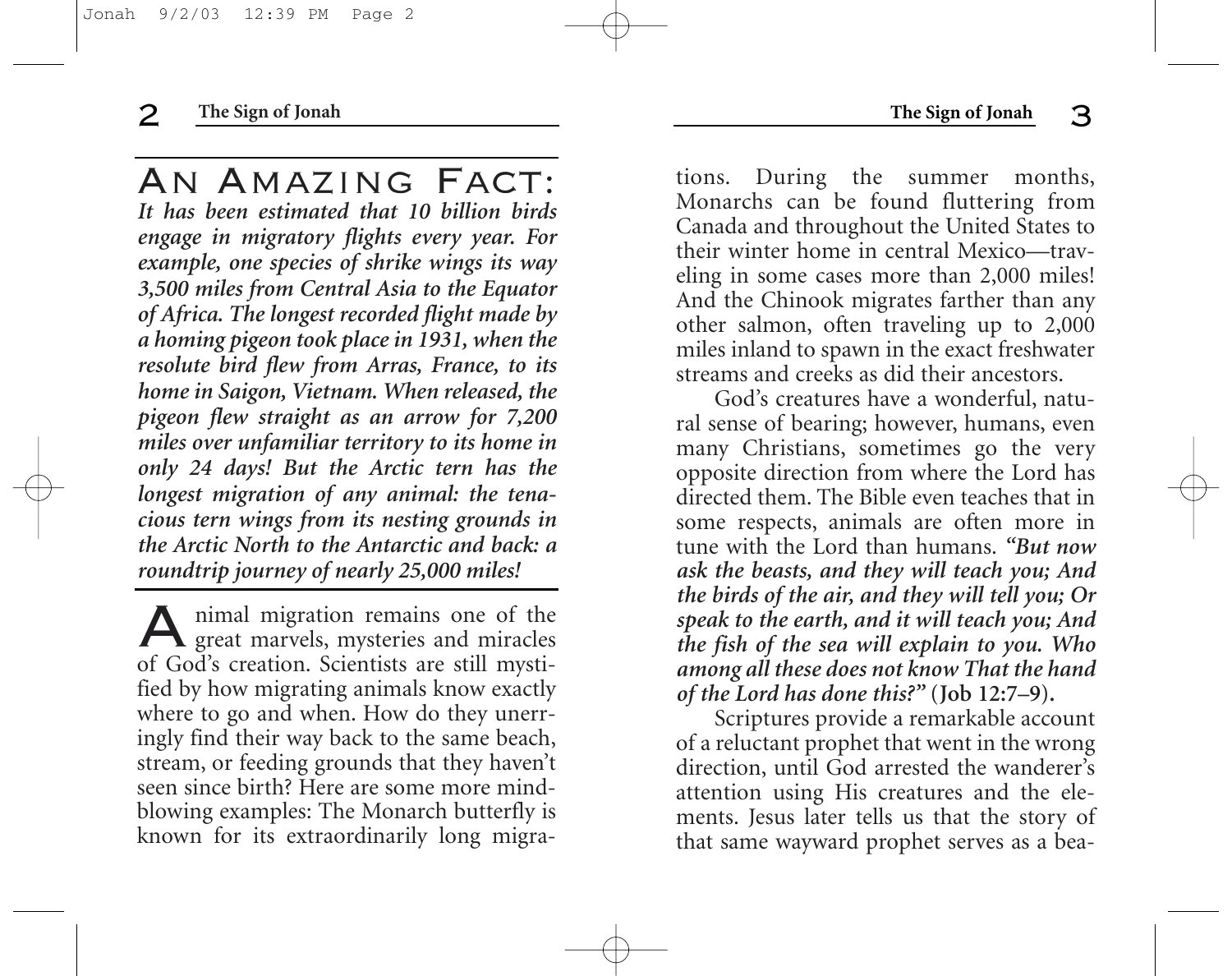## AN AMAZING FACT:

***It has been estimated that 10 billion birds engage in migratory flights every year. For example, one species of shrike wings its way 3,500 miles from Central Asia to the Equator of Africa. The longest recorded flight made by a homing pigeon took place in 1931, when the resolute bird flew from Arras, France, to its home in Saigon, Vietnam. When released, the pigeon flew straight as an arrow for 7,200 miles over unfamiliar territory to its home in only 24 days! But the Arctic tern has the longest migration of any animal: the tenacious tern wings from its nesting grounds in the Arctic North to the Antarctic and back: a roundtrip journey of nearly 25,000 miles!***

Animal migration remains one of the great marvels, mysteries and miracles of God's creation. Scientists are still mystified by how migrating animals know exactly where to go and when. How do they unerringly find their way back to the same beach, stream, or feeding grounds that they haven't seen since birth? Here are some more mind-blowing examples: The Monarch butterfly is known for its extraordinarily long migrations. During the summer months, Monarchs can be found fluttering from Canada and throughout the United States to their winter home in central Mexico—traveling in some cases more than 2,000 miles! And the Chinook migrates farther than any other salmon, often traveling up to 2,000 miles inland to spawn in the exact freshwater streams and creeks as did their ancestors.

God's creatures have a wonderful, natural sense of bearing; however, humans, even many Christians, sometimes go the very opposite direction from where the Lord has directed them. The Bible even teaches that in some respects, animals are often more in tune with the Lord than humans. ***"But now ask the beasts, and they will teach you; And the birds of the air, and they will tell you; Or speak to the earth, and it will teach you; And the fish of the sea will explain to you. Who among all these does not know That the hand of the Lord has done this?"*** **(Job 12:7–9).**

Scriptures provide a remarkable account of a reluctant prophet that went in the wrong direction, until God arrested the wanderer's attention using His creatures and the elements. Jesus later tells us that the story of that same wayward prophet serves as a bea-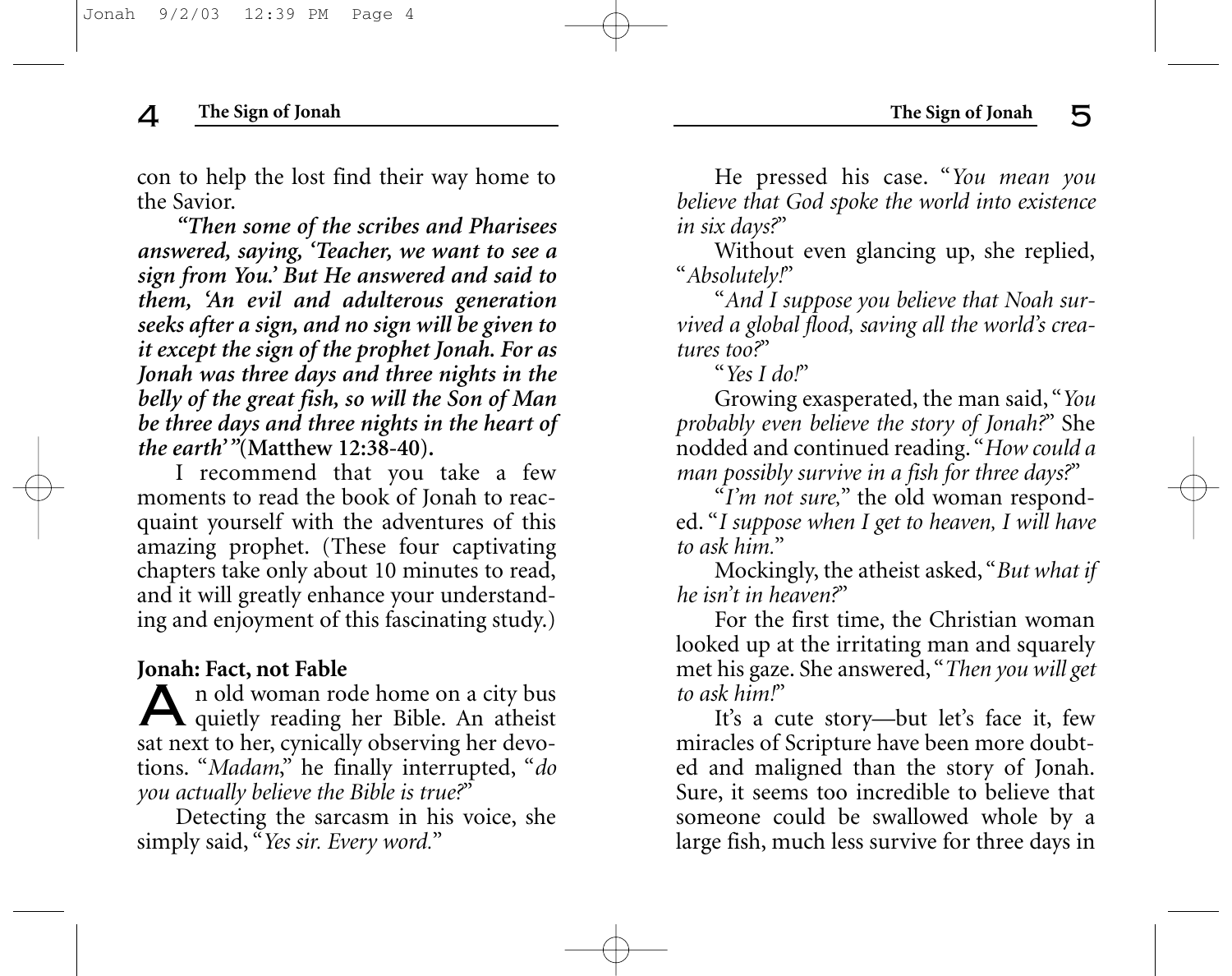con to help the lost find their way home to the Savior.

***"Then some of the scribes and Pharisees answered, saying, 'Teacher, we want to see a sign from You.' But He answered and said to them, 'An evil and adulterous generation seeks after a sign, and no sign will be given to it except the sign of the prophet Jonah. For as Jonah was three days and three nights in the belly of the great fish, so will the Son of Man be three days and three nights in the heart of the earth'"*** **(Matthew 12:38-40).**

I recommend that you take a few moments to read the book of Jonah to reacquaint yourself with the adventures of this amazing prophet. (These four captivating chapters take only about 10 minutes to read, and it will greatly enhance your understanding and enjoyment of this fascinating study.)

**Jonah: Fact, not Fable**

An old woman rode home on a city bus quietly reading her Bible. An atheist sat next to her, cynically observing her devotions. "*Madam,*" he finally interrupted, "*do you actually believe the Bible is true?*"

Detecting the sarcasm in his voice, she simply said, "*Yes sir. Every word.*"

He pressed his case. "*You mean you believe that God spoke the world into existence in six days?*"

Without even glancing up, she replied, "*Absolutely!*"

"*And I suppose you believe that Noah survived a global flood, saving all the world's creatures too?*"

"*Yes I do!*"

Growing exasperated, the man said, "*You probably even believe the story of Jonah?*" She nodded and continued reading. "*How could a man possibly survive in a fish for three days?*"

"*I'm not sure,*" the old woman responded. "*I suppose when I get to heaven, I will have to ask him.*"

Mockingly, the atheist asked, "*But what if he isn't in heaven?*"

For the first time, the Christian woman looked up at the irritating man and squarely met his gaze. She answered, "*Then you will get to ask him!*"

It's a cute story—but let's face it, few miracles of Scripture have been more doubted and maligned than the story of Jonah. Sure, it seems too incredible to believe that someone could be swallowed whole by a large fish, much less survive for three days in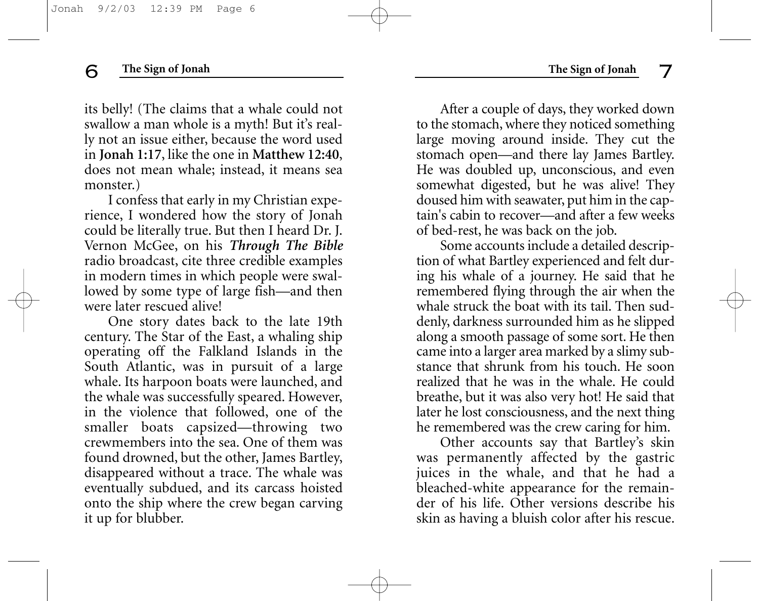its belly! (The claims that a whale could not swallow a man whole is a myth! But it's really not an issue either, because the word used in **Jonah 1:17**, like the one in **Matthew 12:40**, does not mean whale; instead, it means sea monster.)

I confess that early in my Christian experience, I wondered how the story of Jonah could be literally true. But then I heard Dr. J. Vernon McGee, on his ***Through The Bible*** radio broadcast, cite three credible examples in modern times in which people were swallowed by some type of large fish—and then were later rescued alive!

One story dates back to the late 19th century. The Star of the East, a whaling ship operating off the Falkland Islands in the South Atlantic, was in pursuit of a large whale. Its harpoon boats were launched, and the whale was successfully speared. However, in the violence that followed, one of the smaller boats capsized—throwing two crewmembers into the sea. One of them was found drowned, but the other, James Bartley, disappeared without a trace. The whale was eventually subdued, and its carcass hoisted onto the ship where the crew began carving it up for blubber.

After a couple of days, they worked down to the stomach, where they noticed something large moving around inside. They cut the stomach open—and there lay James Bartley. He was doubled up, unconscious, and even somewhat digested, but he was alive! They doused him with seawater, put him in the captain's cabin to recover—and after a few weeks of bed-rest, he was back on the job.

Some accounts include a detailed description of what Bartley experienced and felt during his whale of a journey. He said that he remembered flying through the air when the whale struck the boat with its tail. Then suddenly, darkness surrounded him as he slipped along a smooth passage of some sort. He then came into a larger area marked by a slimy substance that shrunk from his touch. He soon realized that he was in the whale. He could breathe, but it was also very hot! He said that later he lost consciousness, and the next thing he remembered was the crew caring for him.

Other accounts say that Bartley's skin was permanently affected by the gastric juices in the whale, and that he had a bleached-white appearance for the remainder of his life. Other versions describe his skin as having a bluish color after his rescue.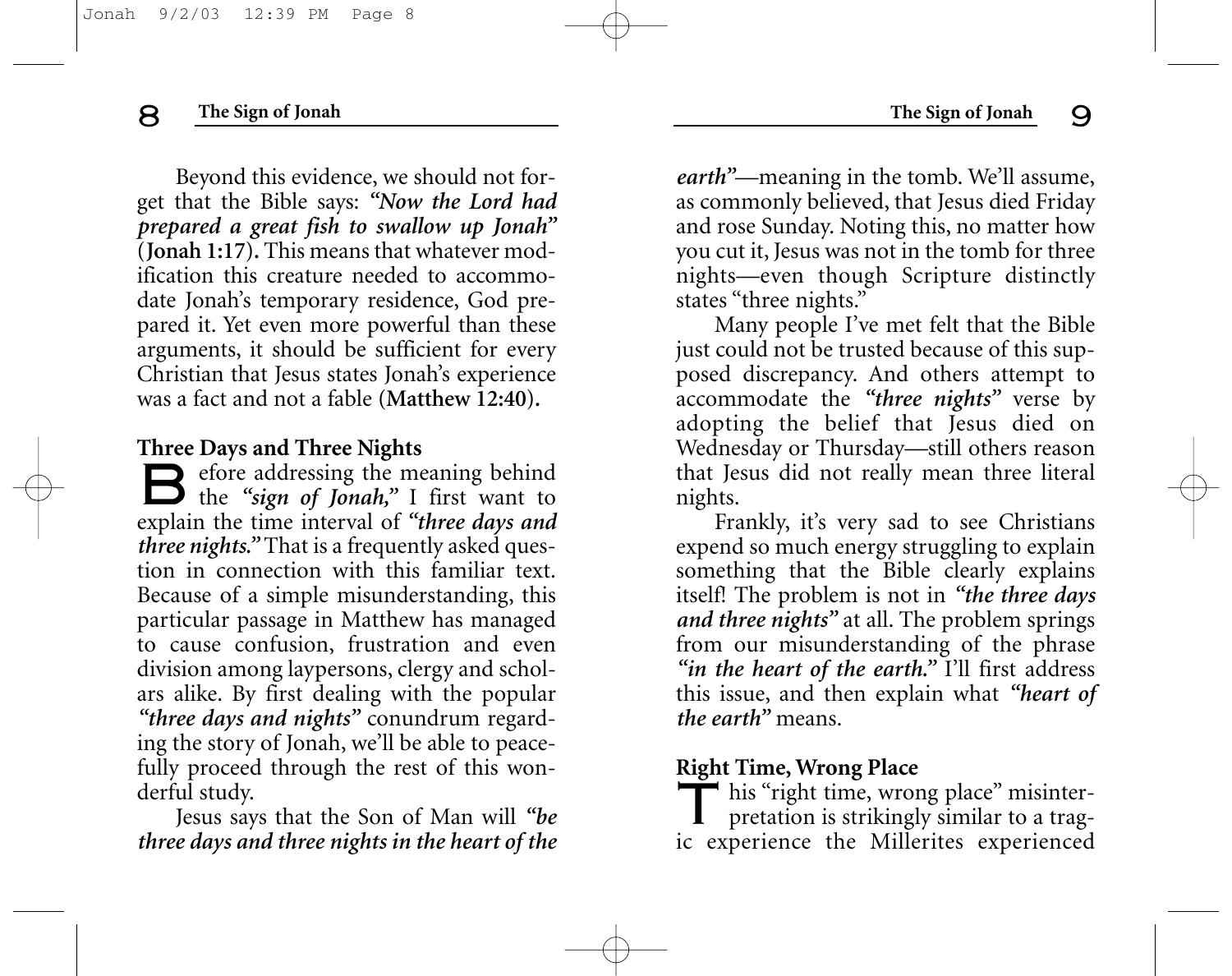Beyond this evidence, we should not forget that the Bible says: ***"Now the Lord had prepared a great fish to swallow up Jonah"*** (**Jonah 1:17**)**.** This means that whatever modification this creature needed to accommodate Jonah's temporary residence, God prepared it. Yet even more powerful than these arguments, it should be sufficient for every Christian that Jesus states Jonah's experience was a fact and not a fable (**Matthew 12:40**)**.**

## Three Days and Three Nights

Before addressing the meaning behind the ***"sign of Jonah,"*** I first want to explain the time interval of ***"three days and three nights."*** That is a frequently asked question in connection with this familiar text. Because of a simple misunderstanding, this particular passage in Matthew has managed to cause confusion, frustration and even division among laypersons, clergy and scholars alike. By first dealing with the popular ***"three days and nights"*** conundrum regarding the story of Jonah, we'll be able to peacefully proceed through the rest of this wonderful study.

Jesus says that the Son of Man will ***"be three days and three nights in the heart of the earth"***—meaning in the tomb. We'll assume, as commonly believed, that Jesus died Friday and rose Sunday. Noting this, no matter how you cut it, Jesus was not in the tomb for three nights—even though Scripture distinctly states "three nights."

Many people I've met felt that the Bible just could not be trusted because of this supposed discrepancy. And others attempt to accommodate the ***"three nights"*** verse by adopting the belief that Jesus died on Wednesday or Thursday—still others reason that Jesus did not really mean three literal nights.

Frankly, it's very sad to see Christians expend so much energy struggling to explain something that the Bible clearly explains itself! The problem is not in ***"the three days and three nights"*** at all. The problem springs from our misunderstanding of the phrase ***"in the heart of the earth."*** I'll first address this issue, and then explain what ***"heart of the earth"*** means.

## Right Time, Wrong Place

This "right time, wrong place" misinterpretation is strikingly similar to a tragic experience the Millerites experienced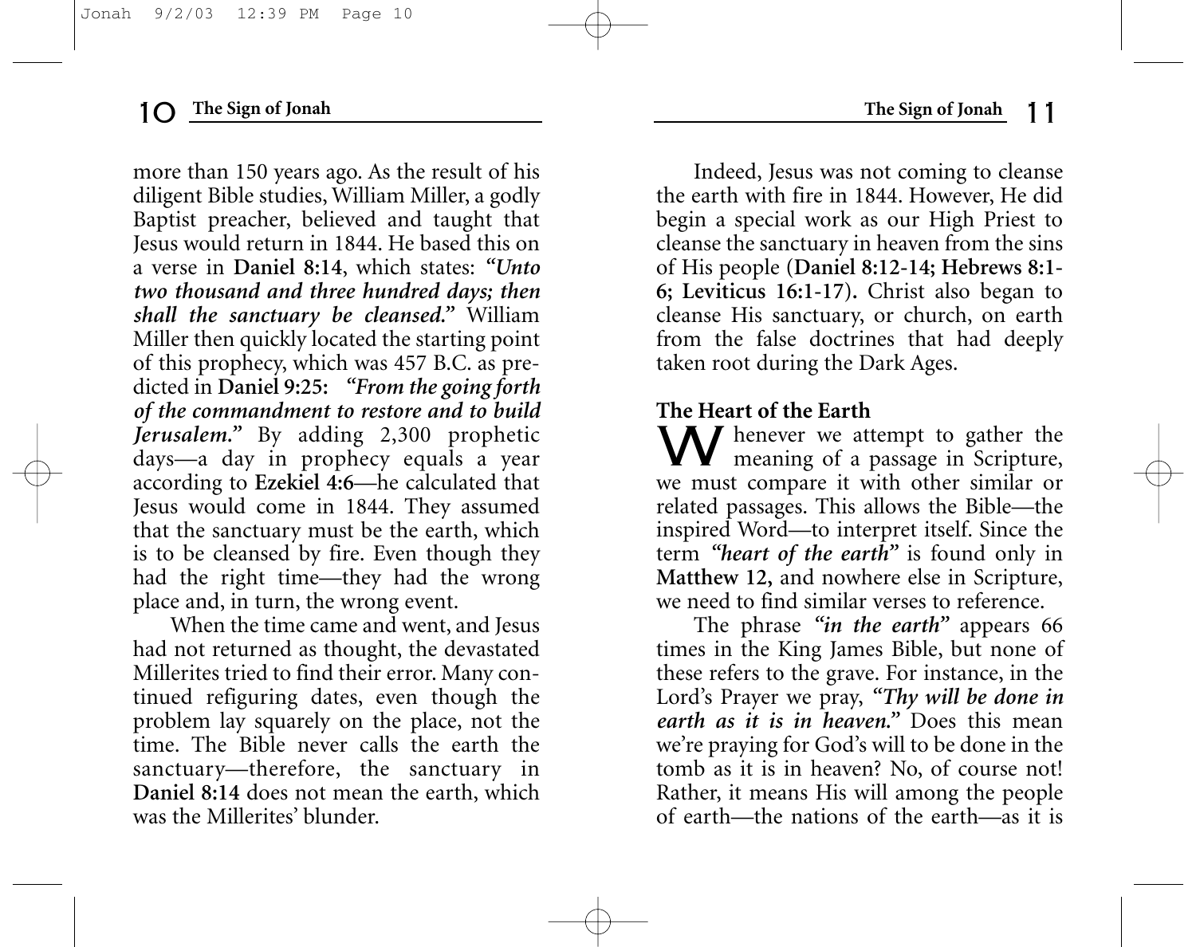more than 150 years ago. As the result of his diligent Bible studies, William Miller, a godly Baptist preacher, believed and taught that Jesus would return in 1844. He based this on a verse in **Daniel 8:14**, which states: ***"Unto two thousand and three hundred days; then shall the sanctuary be cleansed."*** William Miller then quickly located the starting point of this prophecy, which was 457 B.C. as predicted in **Daniel 9:25:** ***"From the going forth of the commandment to restore and to build Jerusalem."*** By adding 2,300 prophetic days—a day in prophecy equals a year according to **Ezekiel 4:6**—he calculated that Jesus would come in 1844. They assumed that the sanctuary must be the earth, which is to be cleansed by fire. Even though they had the right time—they had the wrong place and, in turn, the wrong event.

When the time came and went, and Jesus had not returned as thought, the devastated Millerites tried to find their error. Many continued refiguring dates, even though the problem lay squarely on the place, not the time. The Bible never calls the earth the sanctuary—therefore, the sanctuary in **Daniel 8:14** does not mean the earth, which was the Millerites' blunder.

Indeed, Jesus was not coming to cleanse the earth with fire in 1844. However, He did begin a special work as our High Priest to cleanse the sanctuary in heaven from the sins of His people (**Daniel 8:12-14; Hebrews 8:1-6; Leviticus 16:1-17**). Christ also began to cleanse His sanctuary, or church, on earth from the false doctrines that had deeply taken root during the Dark Ages.

**The Heart of the Earth**

Whenever we attempt to gather the meaning of a passage in Scripture, we must compare it with other similar or related passages. This allows the Bible—the inspired Word—to interpret itself. Since the term ***"heart of the earth"*** is found only in **Matthew 12,** and nowhere else in Scripture, we need to find similar verses to reference.

The phrase ***"in the earth"*** appears 66 times in the King James Bible, but none of these refers to the grave. For instance, in the Lord's Prayer we pray, ***"Thy will be done in earth as it is in heaven."*** Does this mean we're praying for God's will to be done in the tomb as it is in heaven? No, of course not! Rather, it means His will among the people of earth—the nations of the earth—as it is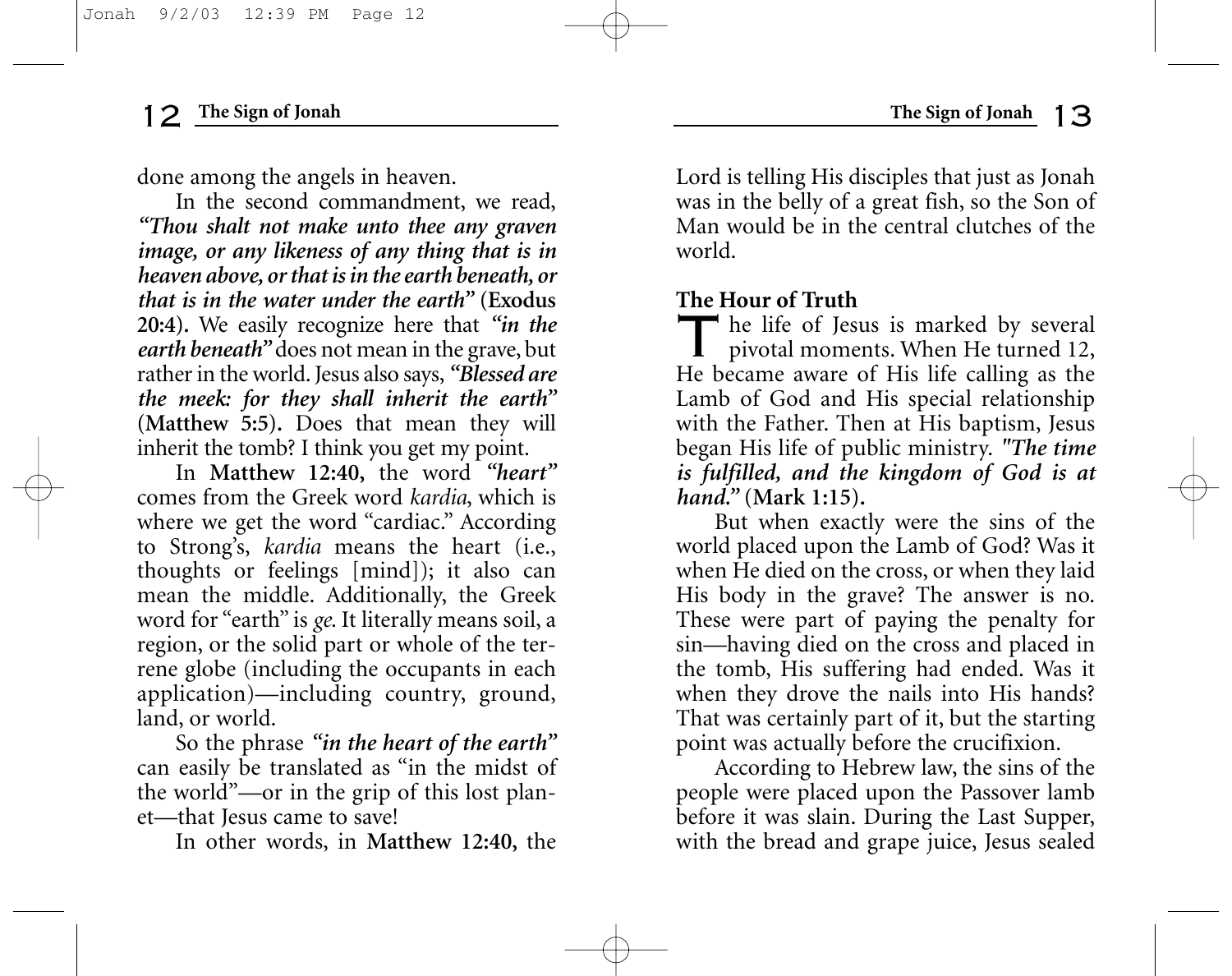done among the angels in heaven.

In the second commandment, we read, ***"Thou shalt not make unto thee any graven image, or any likeness of any thing that is in heaven above, or that is in the earth beneath, or that is in the water under the earth"*** (**Exodus 20:4**). We easily recognize here that ***"in the earth beneath"*** does not mean in the grave, but rather in the world. Jesus also says, ***"Blessed are the meek: for they shall inherit the earth"*** (**Matthew 5:5**). Does that mean they will inherit the tomb? I think you get my point.

In **Matthew 12:40**, the word ***"heart"*** comes from the Greek word *kardia*, which is where we get the word "cardiac." According to Strong's, *kardia* means the heart (i.e., thoughts or feelings [mind]); it also can mean the middle. Additionally, the Greek word for "earth" is *ge.* It literally means soil, a region, or the solid part or whole of the terrene globe (including the occupants in each application)—including country, ground, land, or world.

So the phrase ***"in the heart of the earth"*** can easily be translated as "in the midst of the world"—or in the grip of this lost planet—that Jesus came to save!

In other words, in **Matthew 12:40**, the Lord is telling His disciples that just as Jonah was in the belly of a great fish, so the Son of Man would be in the central clutches of the world.

### The Hour of Truth

The life of Jesus is marked by several pivotal moments. When He turned 12, He became aware of His life calling as the Lamb of God and His special relationship with the Father. Then at His baptism, Jesus began His life of public ministry. ***"The time is fulfilled, and the kingdom of God is at hand."*** (**Mark 1:15**).

But when exactly were the sins of the world placed upon the Lamb of God? Was it when He died on the cross, or when they laid His body in the grave? The answer is no. These were part of paying the penalty for sin—having died on the cross and placed in the tomb, His suffering had ended. Was it when they drove the nails into His hands? That was certainly part of it, but the starting point was actually before the crucifixion.

According to Hebrew law, the sins of the people were placed upon the Passover lamb before it was slain. During the Last Supper, with the bread and grape juice, Jesus sealed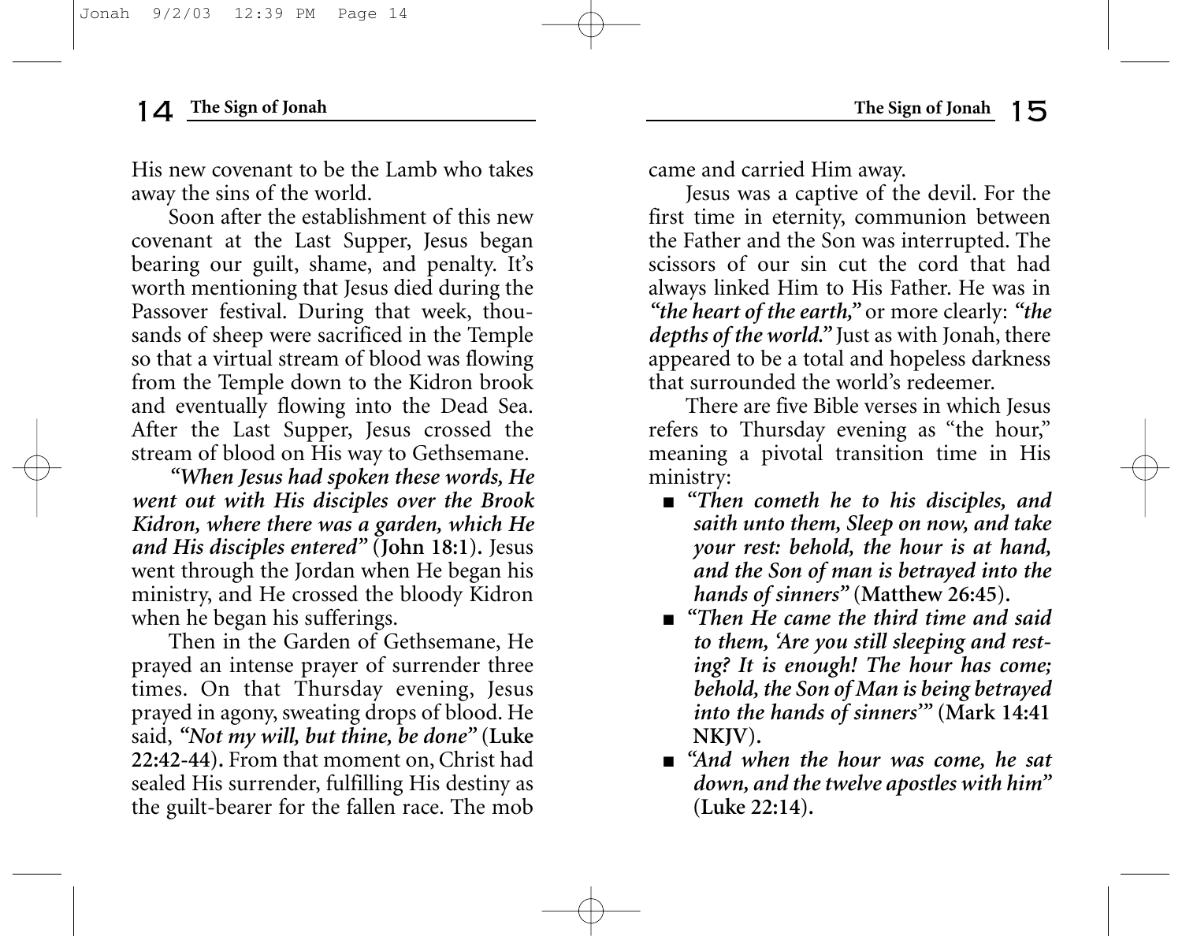His new covenant to be the Lamb who takes away the sins of the world.

Soon after the establishment of this new covenant at the Last Supper, Jesus began bearing our guilt, shame, and penalty. It's worth mentioning that Jesus died during the Passover festival. During that week, thousands of sheep were sacrificed in the Temple so that a virtual stream of blood was flowing from the Temple down to the Kidron brook and eventually flowing into the Dead Sea. After the Last Supper, Jesus crossed the stream of blood on His way to Gethsemane.

***"When Jesus had spoken these words, He went out with His disciples over the Brook Kidron, where there was a garden, which He and His disciples entered"*** **(John 18:1).** Jesus went through the Jordan when He began his ministry, and He crossed the bloody Kidron when he began his sufferings.

Then in the Garden of Gethsemane, He prayed an intense prayer of surrender three times. On that Thursday evening, Jesus prayed in agony, sweating drops of blood. He said, ***"Not my will, but thine, be done"*** **(Luke 22:42-44).** From that moment on, Christ had sealed His surrender, fulfilling His destiny as the guilt-bearer for the fallen race. The mob came and carried Him away.

Jesus was a captive of the devil. For the first time in eternity, communion between the Father and the Son was interrupted. The scissors of our sin cut the cord that had always linked Him to His Father. He was in ***"the heart of the earth,"*** or more clearly: ***"the depths of the world."*** Just as with Jonah, there appeared to be a total and hopeless darkness that surrounded the world's redeemer.

There are five Bible verses in which Jesus refers to Thursday evening as "the hour," meaning a pivotal transition time in His ministry:

- ***"Then cometh he to his disciples, and saith unto them, Sleep on now, and take your rest: behold, the hour is at hand, and the Son of man is betrayed into the hands of sinners"*** **(Matthew 26:45).**
- ***"Then He came the third time and said to them, 'Are you still sleeping and resting? It is enough! The hour has come; behold, the Son of Man is being betrayed into the hands of sinners'"*** **(Mark 14:41 NKJV).**
- ***"And when the hour was come, he sat down, and the twelve apostles with him"*** **(Luke 22:14).**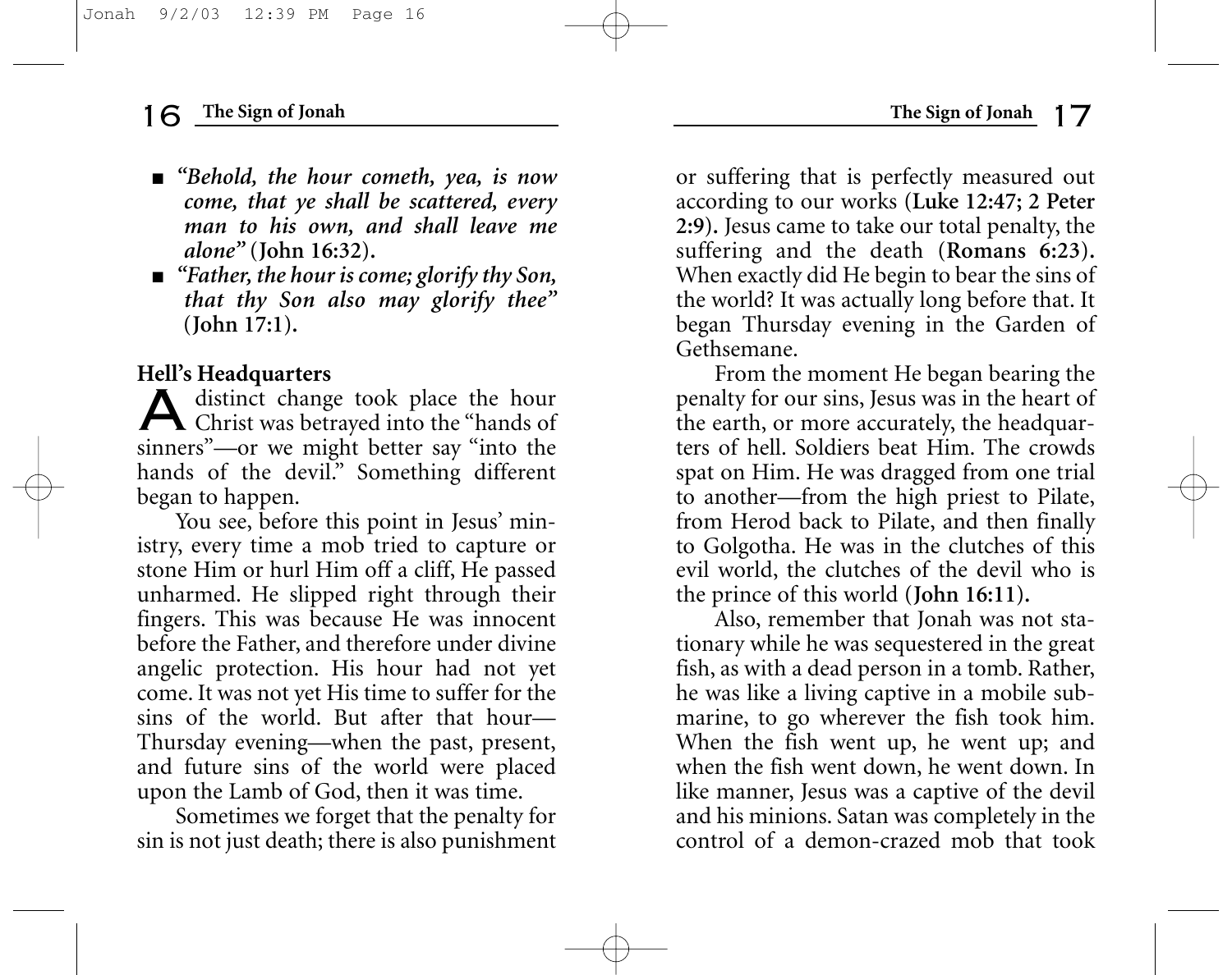- *"Behold, the hour cometh, yea, is now come, that ye shall be scattered, every man to his own, and shall leave me alone"* (**John 16:32**).
- *"Father, the hour is come; glorify thy Son, that thy Son also may glorify thee"* (**John 17:1**).

**Hell's Headquarters**

A distinct change took place the hour Christ was betrayed into the "hands of sinners"—or we might better say "into the hands of the devil." Something different began to happen.

You see, before this point in Jesus' ministry, every time a mob tried to capture or stone Him or hurl Him off a cliff, He passed unharmed. He slipped right through their fingers. This was because He was innocent before the Father, and therefore under divine angelic protection. His hour had not yet come. It was not yet His time to suffer for the sins of the world. But after that hour—Thursday evening—when the past, present, and future sins of the world were placed upon the Lamb of God, then it was time.

Sometimes we forget that the penalty for sin is not just death; there is also punishment or suffering that is perfectly measured out according to our works (**Luke 12:47; 2 Peter 2:9**). Jesus came to take our total penalty, the suffering and the death (**Romans 6:23**). When exactly did He begin to bear the sins of the world? It was actually long before that. It began Thursday evening in the Garden of Gethsemane.

From the moment He began bearing the penalty for our sins, Jesus was in the heart of the earth, or more accurately, the headquarters of hell. Soldiers beat Him. The crowds spat on Him. He was dragged from one trial to another—from the high priest to Pilate, from Herod back to Pilate, and then finally to Golgotha. He was in the clutches of this evil world, the clutches of the devil who is the prince of this world (**John 16:11**).

Also, remember that Jonah was not stationary while he was sequestered in the great fish, as with a dead person in a tomb. Rather, he was like a living captive in a mobile submarine, to go wherever the fish took him. When the fish went up, he went up; and when the fish went down, he went down. In like manner, Jesus was a captive of the devil and his minions. Satan was completely in the control of a demon-crazed mob that took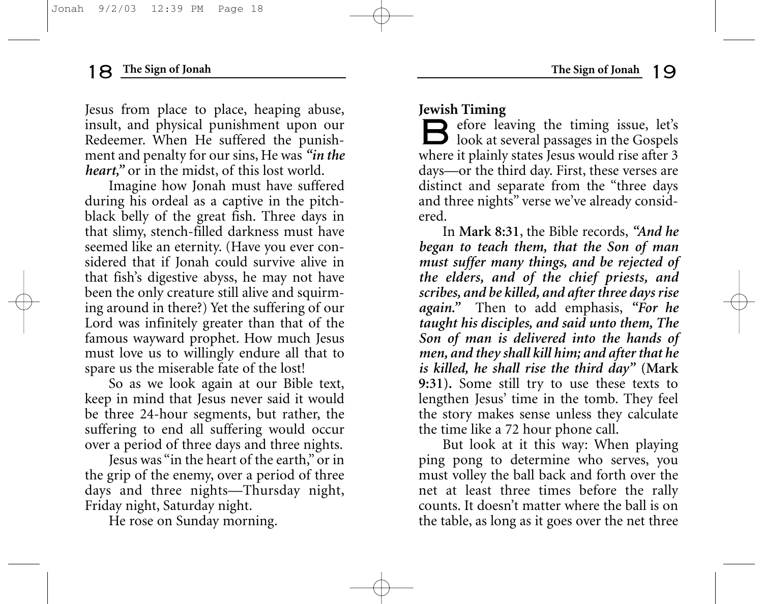Jesus from place to place, heaping abuse, insult, and physical punishment upon our Redeemer. When He suffered the punishment and penalty for our sins, He was ***"in the heart,"*** or in the midst, of this lost world.

Imagine how Jonah must have suffered during his ordeal as a captive in the pitch-black belly of the great fish. Three days in that slimy, stench-filled darkness must have seemed like an eternity. (Have you ever considered that if Jonah could survive alive in that fish's digestive abyss, he may not have been the only creature still alive and squirming around in there?) Yet the suffering of our Lord was infinitely greater than that of the famous wayward prophet. How much Jesus must love us to willingly endure all that to spare us the miserable fate of the lost!

So as we look again at our Bible text, keep in mind that Jesus never said it would be three 24-hour segments, but rather, the suffering to end all suffering would occur over a period of three days and three nights.

Jesus was "in the heart of the earth," or in the grip of the enemy, over a period of three days and three nights—Thursday night, Friday night, Saturday night.

He rose on Sunday morning.

### Jewish Timing

Before leaving the timing issue, let's look at several passages in the Gospels where it plainly states Jesus would rise after 3 days—or the third day. First, these verses are distinct and separate from the "three days and three nights" verse we've already considered.

In **Mark 8:31**, the Bible records, ***"And he began to teach them, that the Son of man must suffer many things, and be rejected of the elders, and of the chief priests, and scribes, and be killed, and after three days rise again."*** Then to add emphasis, ***"For he taught his disciples, and said unto them, The Son of man is delivered into the hands of men, and they shall kill him; and after that he is killed, he shall rise the third day"*** (**Mark 9:31**). Some still try to use these texts to lengthen Jesus' time in the tomb. They feel the story makes sense unless they calculate the time like a 72 hour phone call.

But look at it this way: When playing ping pong to determine who serves, you must volley the ball back and forth over the net at least three times before the rally counts. It doesn't matter where the ball is on the table, as long as it goes over the net three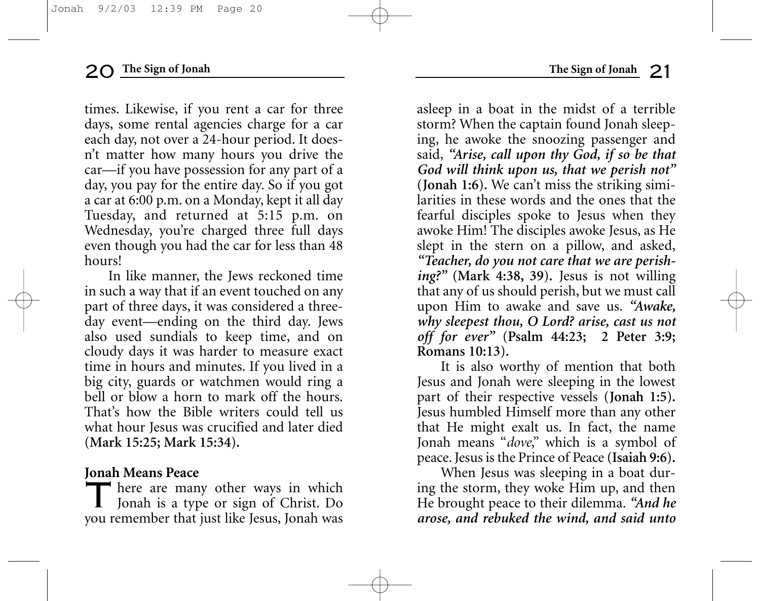times. Likewise, if you rent a car for three days, some rental agencies charge for a car each day, not over a 24-hour period. It doesn't matter how many hours you drive the car—if you have possession for any part of a day, you pay for the entire day. So if you got a car at 6:00 p.m. on a Monday, kept it all day Tuesday, and returned at 5:15 p.m. on Wednesday, you're charged three full days even though you had the car for less than 48 hours!

In like manner, the Jews reckoned time in such a way that if an event touched on any part of three days, it was considered a three-day event—ending on the third day. Jews also used sundials to keep time, and on cloudy days it was harder to measure exact time in hours and minutes. If you lived in a big city, guards or watchmen would ring a bell or blow a horn to mark off the hours. That's how the Bible writers could tell us what hour Jesus was crucified and later died (**Mark 15:25; Mark 15:34**).

**Jonah Means Peace**

There are many other ways in which Jonah is a type or sign of Christ. Do you remember that just like Jesus, Jonah was asleep in a boat in the midst of a terrible storm? When the captain found Jonah sleeping, he awoke the snoozing passenger and said, ***"Arise, call upon thy God, if so be that God will think upon us, that we perish not"*** (**Jonah 1:6**). We can't miss the striking similarities in these words and the ones that the fearful disciples spoke to Jesus when they awoke Him! The disciples awoke Jesus, as He slept in the stern on a pillow, and asked, ***"Teacher, do you not care that we are perishing?"*** (**Mark 4:38, 39**). Jesus is not willing that any of us should perish, but we must call upon Him to awake and save us. ***"Awake, why sleepest thou, O Lord? arise, cast us not off for ever"*** (**Psalm 44:23; 2 Peter 3:9; Romans 10:13**).

It is also worthy of mention that both Jesus and Jonah were sleeping in the lowest part of their respective vessels (**Jonah 1:5**). Jesus humbled Himself more than any other that He might exalt us. In fact, the name Jonah means "*dove*," which is a symbol of peace. Jesus is the Prince of Peace (**Isaiah 9:6**).

When Jesus was sleeping in a boat during the storm, they woke Him up, and then He brought peace to their dilemma. ***"And he arose, and rebuked the wind, and said unto***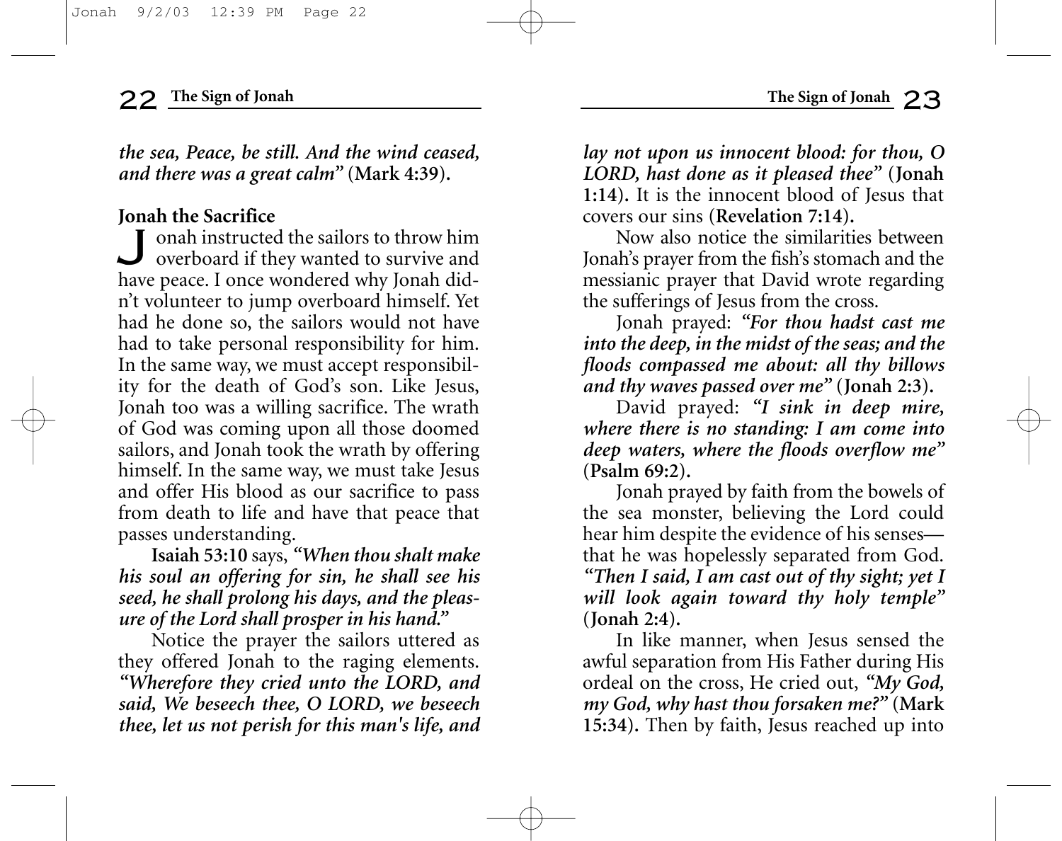*the sea, Peace, be still. And the wind ceased, and there was a great calm"* (**Mark 4:39**).

**Jonah the Sacrifice**

Jonah instructed the sailors to throw him overboard if they wanted to survive and have peace. I once wondered why Jonah didn't volunteer to jump overboard himself. Yet had he done so, the sailors would not have had to take personal responsibility for him. In the same way, we must accept responsibility for the death of God's son. Like Jesus, Jonah too was a willing sacrifice. The wrath of God was coming upon all those doomed sailors, and Jonah took the wrath by offering himself. In the same way, we must take Jesus and offer His blood as our sacrifice to pass from death to life and have that peace that passes understanding.

**Isaiah 53:10** says, *"When thou shalt make his soul an offering for sin, he shall see his seed, he shall prolong his days, and the pleasure of the Lord shall prosper in his hand."*

Notice the prayer the sailors uttered as they offered Jonah to the raging elements. *"Wherefore they cried unto the LORD, and said, We beseech thee, O LORD, we beseech thee, let us not perish for this man's life, and lay not upon us innocent blood: for thou, O LORD, hast done as it pleased thee"* (**Jonah 1:14**). It is the innocent blood of Jesus that covers our sins (**Revelation 7:14**).

Now also notice the similarities between Jonah's prayer from the fish's stomach and the messianic prayer that David wrote regarding the sufferings of Jesus from the cross.

Jonah prayed: *"For thou hadst cast me into the deep, in the midst of the seas; and the floods compassed me about: all thy billows and thy waves passed over me"* (**Jonah 2:3**).

David prayed: *"I sink in deep mire, where there is no standing: I am come into deep waters, where the floods overflow me"* (**Psalm 69:2**).

Jonah prayed by faith from the bowels of the sea monster, believing the Lord could hear him despite the evidence of his senses—that he was hopelessly separated from God. *"Then I said, I am cast out of thy sight; yet I will look again toward thy holy temple"* (**Jonah 2:4**).

In like manner, when Jesus sensed the awful separation from His Father during His ordeal on the cross, He cried out, *"My God, my God, why hast thou forsaken me?"* (**Mark 15:34**). Then by faith, Jesus reached up into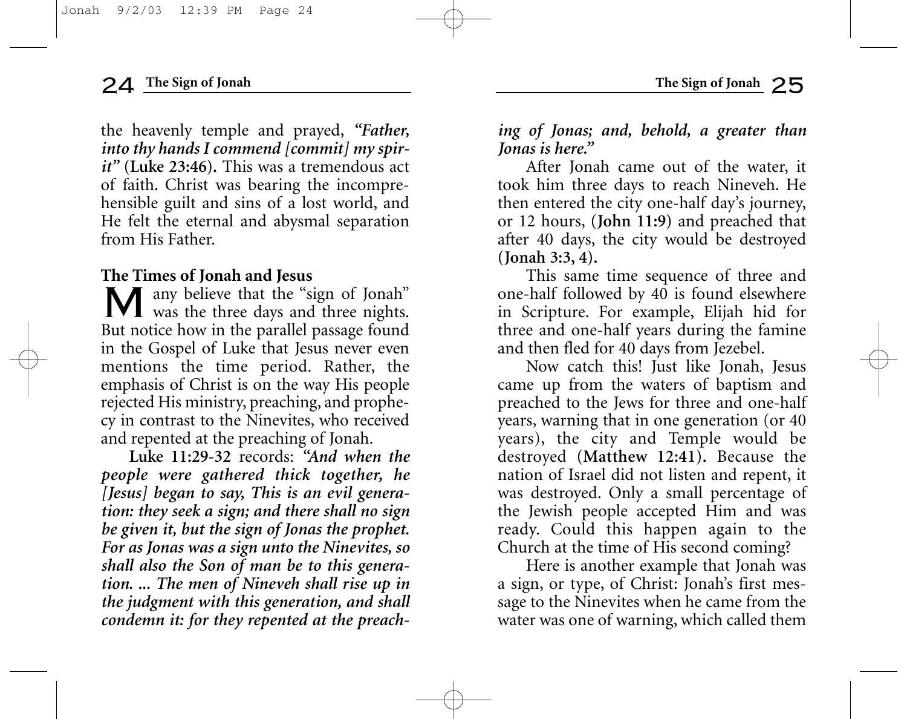the heavenly temple and prayed, *"Father, into thy hands I commend [commit] my spirit"* (**Luke 23:46**). This was a tremendous act of faith. Christ was bearing the incomprehensible guilt and sins of a lost world, and He felt the eternal and abysmal separation from His Father.

### The Times of Jonah and Jesus

Many believe that the "sign of Jonah" was the three days and three nights. But notice how in the parallel passage found in the Gospel of Luke that Jesus never even mentions the time period. Rather, the emphasis of Christ is on the way His people rejected His ministry, preaching, and prophecy in contrast to the Ninevites, who received and repented at the preaching of Jonah.

**Luke 11:29-32** records: *"And when the people were gathered thick together, he [Jesus] began to say, This is an evil generation: they seek a sign; and there shall no sign be given it, but the sign of Jonas the prophet. For as Jonas was a sign unto the Ninevites, so shall also the Son of man be to this generation. ... The men of Nineveh shall rise up in the judgment with this generation, and shall condemn it: for they repented at the preaching of Jonas; and, behold, a greater than Jonas is here."*

After Jonah came out of the water, it took him three days to reach Nineveh. He then entered the city one-half day's journey, or 12 hours, (**John 11:9**) and preached that after 40 days, the city would be destroyed (**Jonah 3:3, 4**).

This same time sequence of three and one-half followed by 40 is found elsewhere in Scripture. For example, Elijah hid for three and one-half years during the famine and then fled for 40 days from Jezebel.

Now catch this! Just like Jonah, Jesus came up from the waters of baptism and preached to the Jews for three and one-half years, warning that in one generation (or 40 years), the city and Temple would be destroyed (**Matthew 12:41**). Because the nation of Israel did not listen and repent, it was destroyed. Only a small percentage of the Jewish people accepted Him and was ready. Could this happen again to the Church at the time of His second coming?

Here is another example that Jonah was a sign, or type, of Christ: Jonah's first message to the Ninevites when he came from the water was one of warning, which called them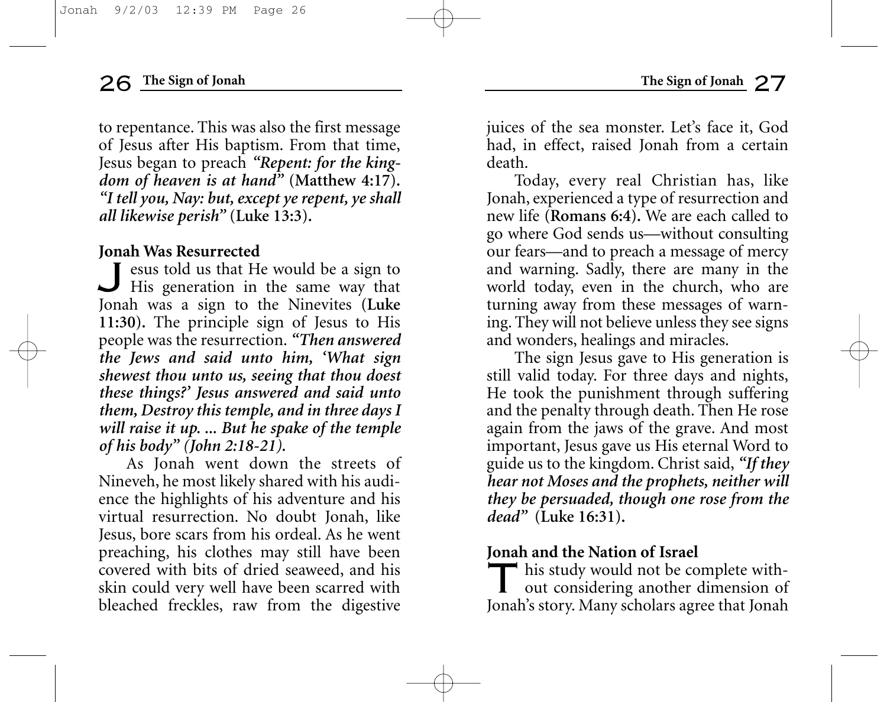to repentance. This was also the first message of Jesus after His baptism. From that time, Jesus began to preach ***"Repent: for the kingdom of heaven is at hand"*** (**Matthew 4:17**). ***"I tell you, Nay: but, except ye repent, ye shall all likewise perish"*** (**Luke 13:3**).

## Jonah Was Resurrected

Jesus told us that He would be a sign to His generation in the same way that Jonah was a sign to the Ninevites (**Luke 11:30**). The principle sign of Jesus to His people was the resurrection. ***"Then answered the Jews and said unto him, 'What sign shewest thou unto us, seeing that thou doest these things?' Jesus answered and said unto them, Destroy this temple, and in three days I will raise it up. ... But he spake of the temple of his body" (John 2:18-21).***

As Jonah went down the streets of Nineveh, he most likely shared with his audience the highlights of his adventure and his virtual resurrection. No doubt Jonah, like Jesus, bore scars from his ordeal. As he went preaching, his clothes may still have been covered with bits of dried seaweed, and his skin could very well have been scarred with bleached freckles, raw from the digestive juices of the sea monster. Let's face it, God had, in effect, raised Jonah from a certain death.

Today, every real Christian has, like Jonah, experienced a type of resurrection and new life (**Romans 6:4**). We are each called to go where God sends us—without consulting our fears—and to preach a message of mercy and warning. Sadly, there are many in the world today, even in the church, who are turning away from these messages of warning. They will not believe unless they see signs and wonders, healings and miracles.

The sign Jesus gave to His generation is still valid today. For three days and nights, He took the punishment through suffering and the penalty through death. Then He rose again from the jaws of the grave. And most important, Jesus gave us His eternal Word to guide us to the kingdom. Christ said, ***"If they hear not Moses and the prophets, neither will they be persuaded, though one rose from the dead"*** (**Luke 16:31**).

## Jonah and the Nation of Israel

This study would not be complete without considering another dimension of Jonah's story. Many scholars agree that Jonah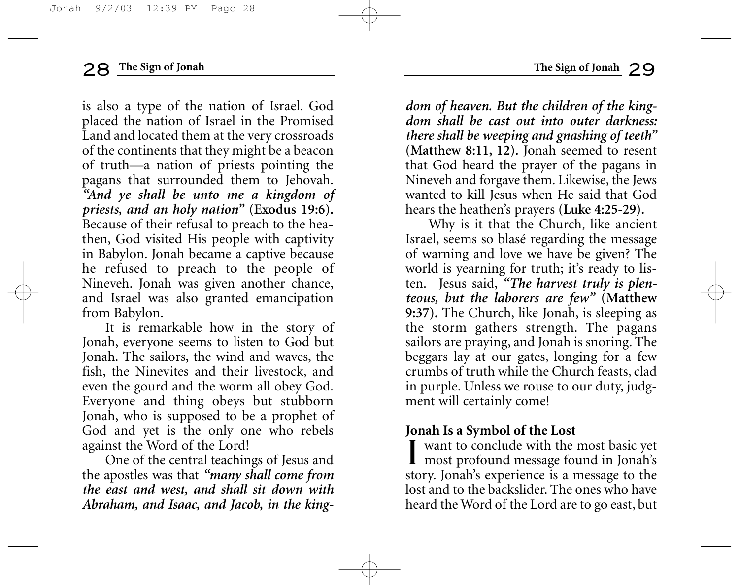is also a type of the nation of Israel. God placed the nation of Israel in the Promised Land and located them at the very crossroads of the continents that they might be a beacon of truth—a nation of priests pointing the pagans that surrounded them to Jehovah. ***"And ye shall be unto me a kingdom of priests, and an holy nation"*** (**Exodus 19:6**). Because of their refusal to preach to the heathen, God visited His people with captivity in Babylon. Jonah became a captive because he refused to preach to the people of Nineveh. Jonah was given another chance, and Israel was also granted emancipation from Babylon.

It is remarkable how in the story of Jonah, everyone seems to listen to God but Jonah. The sailors, the wind and waves, the fish, the Ninevites and their livestock, and even the gourd and the worm all obey God. Everyone and thing obeys but stubborn Jonah, who is supposed to be a prophet of God and yet is the only one who rebels against the Word of the Lord!

One of the central teachings of Jesus and the apostles was that ***"many shall come from the east and west, and shall sit down with Abraham, and Isaac, and Jacob, in the kingdom of heaven. But the children of the kingdom shall be cast out into outer darkness: there shall be weeping and gnashing of teeth"*** (**Matthew 8:11, 12**). Jonah seemed to resent that God heard the prayer of the pagans in Nineveh and forgave them. Likewise, the Jews wanted to kill Jesus when He said that God hears the heathen's prayers (**Luke 4:25-29**).

Why is it that the Church, like ancient Israel, seems so blasé regarding the message of warning and love we have be given? The world is yearning for truth; it's ready to listen. Jesus said, ***"The harvest truly is plenteous, but the laborers are few"*** (**Matthew 9:37**). The Church, like Jonah, is sleeping as the storm gathers strength. The pagans sailors are praying, and Jonah is snoring. The beggars lay at our gates, longing for a few crumbs of truth while the Church feasts, clad in purple. Unless we rouse to our duty, judgment will certainly come!

**Jonah Is a Symbol of the Lost**

I want to conclude with the most basic yet most profound message found in Jonah's story. Jonah's experience is a message to the lost and to the backslider. The ones who have heard the Word of the Lord are to go east, but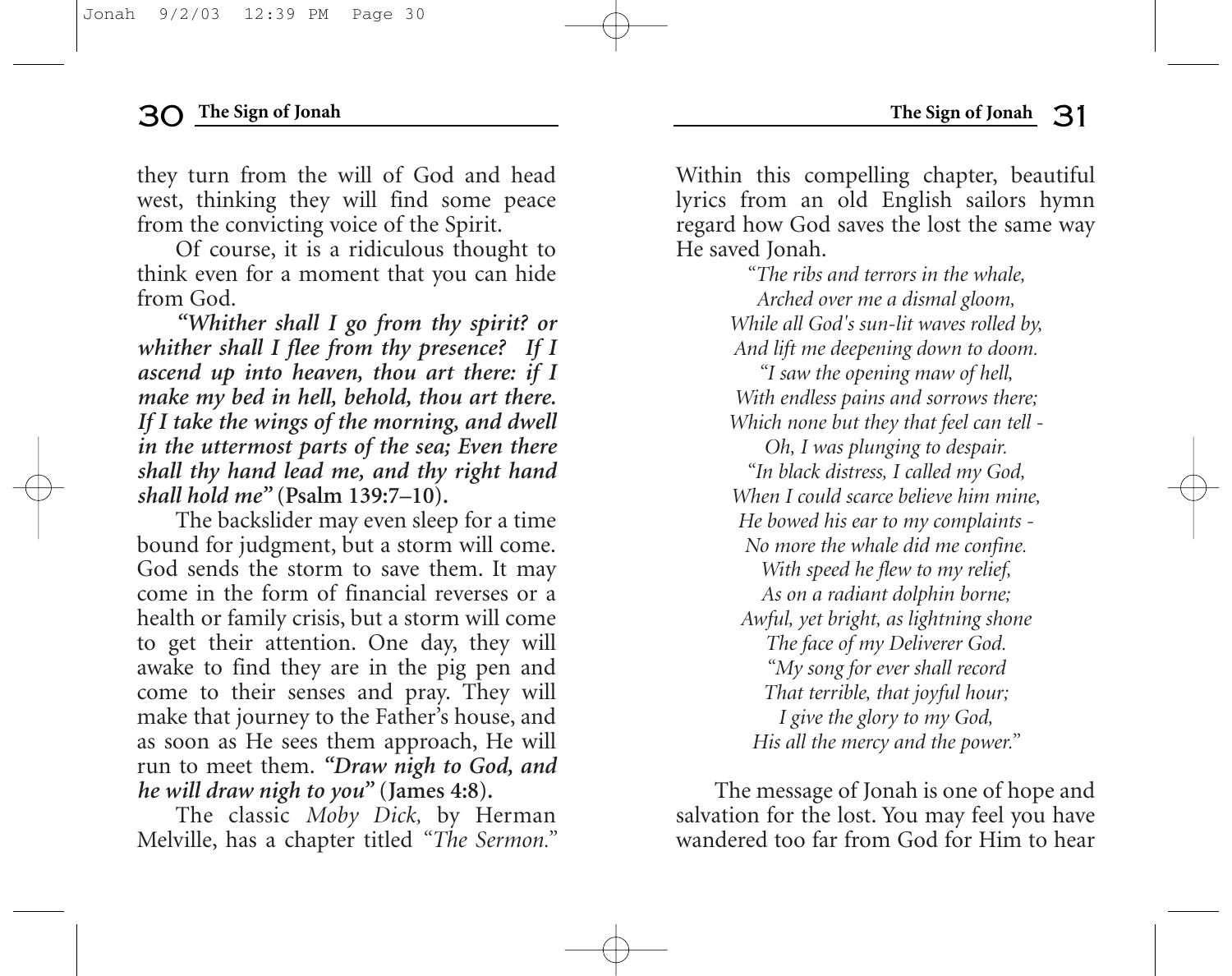they turn from the will of God and head west, thinking they will find some peace from the convicting voice of the Spirit.

Of course, it is a ridiculous thought to think even for a moment that you can hide from God.

***"Whither shall I go from thy spirit? or whither shall I flee from thy presence? If I ascend up into heaven, thou art there: if I make my bed in hell, behold, thou art there. If I take the wings of the morning, and dwell in the uttermost parts of the sea; Even there shall thy hand lead me, and thy right hand shall hold me"*** **(Psalm 139:7–10).**

The backslider may even sleep for a time bound for judgment, but a storm will come. God sends the storm to save them. It may come in the form of financial reverses or a health or family crisis, but a storm will come to get their attention. One day, they will awake to find they are in the pig pen and come to their senses and pray. They will make that journey to the Father's house, and as soon as He sees them approach, He will run to meet them. ***"Draw nigh to God, and he will draw nigh to you"*** **(James 4:8).**

The classic *Moby Dick,* by Herman Melville, has a chapter titled *"The Sermon."* Within this compelling chapter, beautiful lyrics from an old English sailors hymn regard how God saves the lost the same way He saved Jonah.

*"The ribs and terrors in the whale,*
*Arched over me a dismal gloom,*
*While all God's sun-lit waves rolled by,*
*And lift me deepening down to doom.*
*"I saw the opening maw of hell,*
*With endless pains and sorrows there;*
*Which none but they that feel can tell -*
*Oh, I was plunging to despair.*
*"In black distress, I called my God,*
*When I could scarce believe him mine,*
*He bowed his ear to my complaints -*
*No more the whale did me confine.*
*With speed he flew to my relief,*
*As on a radiant dolphin borne;*
*Awful, yet bright, as lightning shone*
*The face of my Deliverer God.*
*"My song for ever shall record*
*That terrible, that joyful hour;*
*I give the glory to my God,*
*His all the mercy and the power."*

The message of Jonah is one of hope and salvation for the lost. You may feel you have wandered too far from God for Him to hear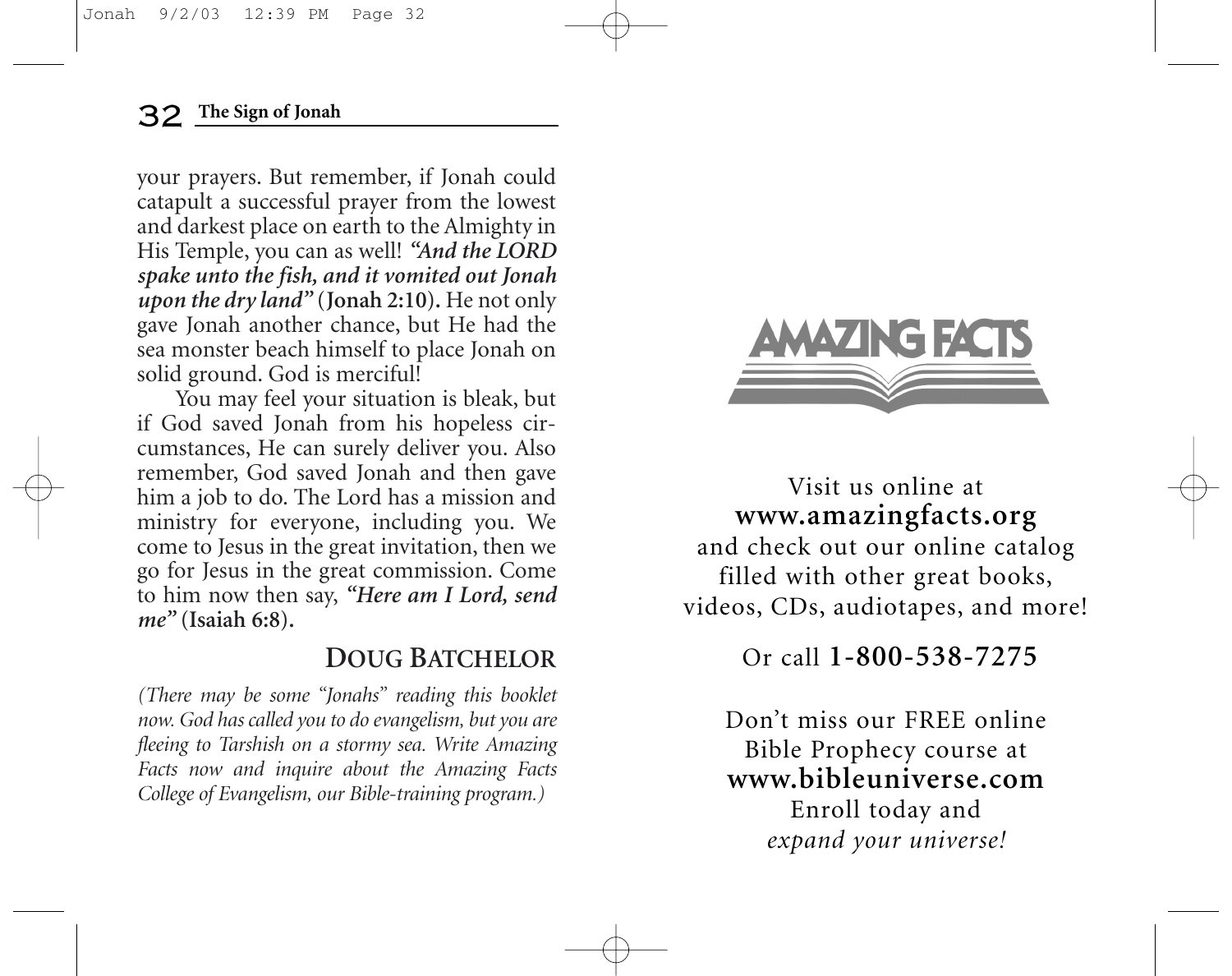your prayers. But remember, if Jonah could catapult a successful prayer from the lowest and darkest place on earth to the Almighty in His Temple, you can as well! ***"And the LORD spake unto the fish, and it vomited out Jonah upon the dry land"*** **(Jonah 2:10).** He not only gave Jonah another chance, but He had the sea monster beach himself to place Jonah on solid ground. God is merciful!

You may feel your situation is bleak, but if God saved Jonah from his hopeless circumstances, He can surely deliver you. Also remember, God saved Jonah and then gave him a job to do. The Lord has a mission and ministry for everyone, including you. We come to Jesus in the great invitation, then we go for Jesus in the great commission. Come to him now then say, ***"Here am I Lord, send me"*** **(Isaiah 6:8).**

**DOUG BATCHELOR**

*(There may be some "Jonahs" reading this booklet now. God has called you to do evangelism, but you are fleeing to Tarshish on a stormy sea. Write Amazing Facts now and inquire about the Amazing Facts College of Evangelism, our Bible-training program.)*

AMAZING FACTS

Visit us online at
**www.amazingfacts.org**
and check out our online catalog filled with other great books, videos, CDs, audiotapes, and more!

Or call **1-800-538-7275**

Don't miss our FREE online Bible Prophecy course at
**www.bibleuniverse.com**
Enroll today and
*expand your universe!*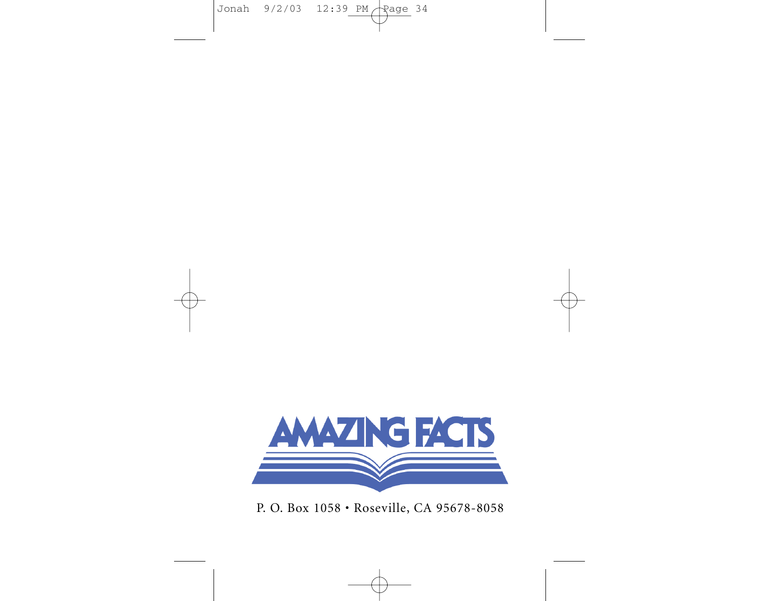AMAZING FACTS

P. O. Box 1058 • Roseville, CA 95678-8058